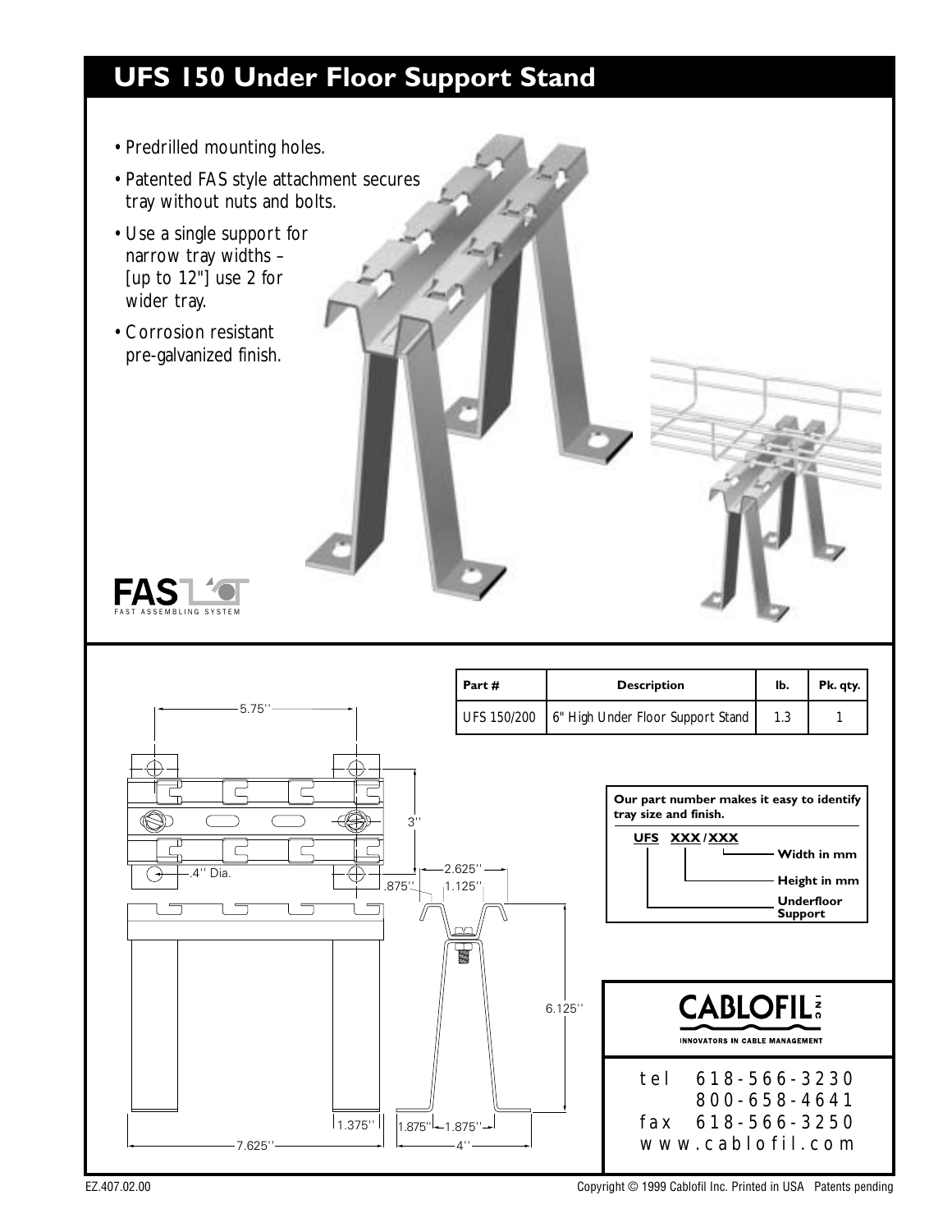# UFS 150 Under Floor Support Stand

- Predrilled mounting holes.
- Patented FAS style attachment secures tray without nuts and bolts.
- Use a single support for narrow tray widths – [up to 12"] use 2 for wider tray.
- Corrosion resistant pre-galvanized finish.

FAS
FAST ASSEMBLING SYSTEM

| Part # | Description | lb. | Pk. qty. |
|---|---|---|---|
| UFS 150/200 | 6" High Under Floor Support Stand | 1.3 | 1 |

**Our part number makes it easy to identify tray size and finish.**

**UFS XXX / XXX**

- **Width in mm**
- **Height in mm**
- **Underfloor Support**

5.75''

3''

.4'' Dia.

.875''

2.625''

1.125''

6.125''

1.375''

7.625''

1.875''

1.875''

4''

CABLOFIL INC.
INNOVATORS IN CABLE MANAGEMENT

tel 618-566-3230
800-658-4641
fax 618-566-3250
www.cablofil.com

EZ.407.02.00

Copyright © 1999 Cablofil Inc. Printed in USA Patents pending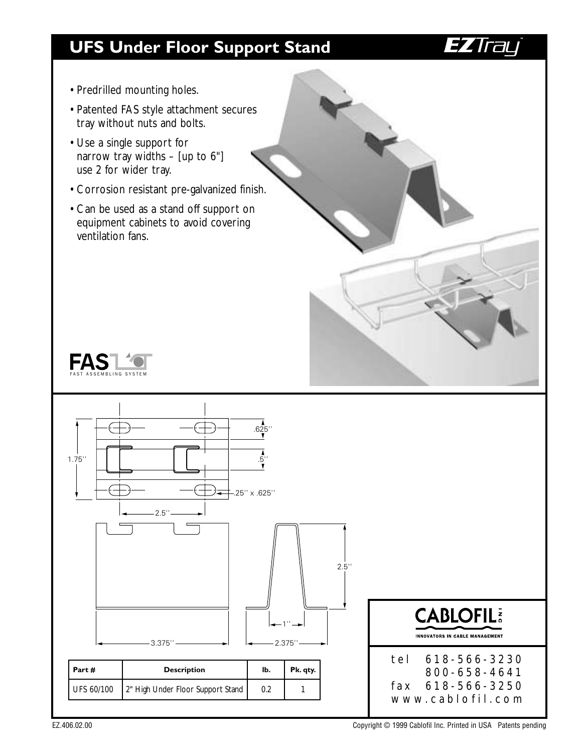# UFS Under Floor Support Stand

EZTray

- Predrilled mounting holes.
- Patented FAS style attachment secures tray without nuts and bolts.
- Use a single support for narrow tray widths – [up to 6"] use 2 for wider tray.
- Corrosion resistant pre-galvanized finish.
- Can be used as a stand off support on equipment cabinets to avoid covering ventilation fans.

FAS
FAST ASSEMBLING SYSTEM

.625''
.5''
1.75''
.25'' x .625''
2.5''
2.5''
1''
3.375''
2.375''

| Part # | Description | lb. | Pk. qty. |
|---|---|---|---|
| UFS 60/100 | 2" High Under Floor Support Stand | 0.2 | 1 |

CABLOFIL INC.
INNOVATORS IN CABLE MANAGEMENT

tel 618-566-3230
800-658-4641
fax 618-566-3250
www.cablofil.com

EZ.406.02.00

Copyright © 1999 Cablofil Inc. Printed in USA Patents pending